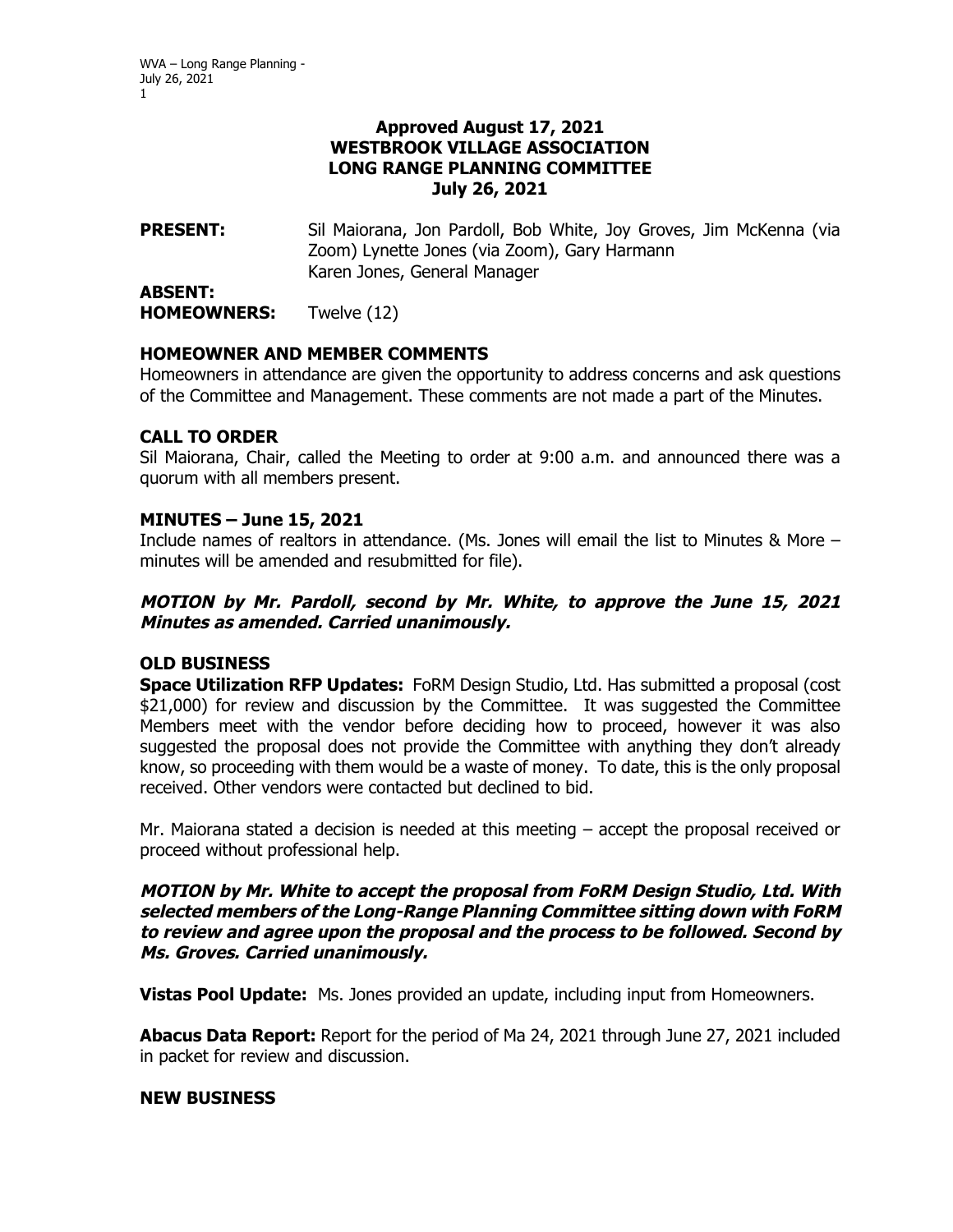**Approved August 17, 2021**
**WESTBROOK VILLAGE ASSOCIATION**
**LONG RANGE PLANNING COMMITTEE**
**July 26, 2021**

**PRESENT:** Sil Maiorana, Jon Pardoll, Bob White, Joy Groves, Jim McKenna (via Zoom) Lynette Jones (via Zoom), Gary Harmann
Karen Jones, General Manager

**ABSENT:**

**HOMEOWNERS:** Twelve (12)

## HOMEOWNER AND MEMBER COMMENTS

Homeowners in attendance are given the opportunity to address concerns and ask questions of the Committee and Management. These comments are not made a part of the Minutes.

## CALL TO ORDER

Sil Maiorana, Chair, called the Meeting to order at 9:00 a.m. and announced there was a quorum with all members present.

## MINUTES – June 15, 2021

Include names of realtors in attendance. (Ms. Jones will email the list to Minutes & More – minutes will be amended and resubmitted for file).

***MOTION by Mr. Pardoll, second by Mr. White, to approve the June 15, 2021 Minutes as amended. Carried unanimously.***

## OLD BUSINESS

**Space Utilization RFP Updates:** FoRM Design Studio, Ltd. Has submitted a proposal (cost $21,000) for review and discussion by the Committee. It was suggested the Committee Members meet with the vendor before deciding how to proceed, however it was also suggested the proposal does not provide the Committee with anything they don't already know, so proceeding with them would be a waste of money. To date, this is the only proposal received. Other vendors were contacted but declined to bid.

Mr. Maiorana stated a decision is needed at this meeting – accept the proposal received or proceed without professional help.

***MOTION by Mr. White to accept the proposal from FoRM Design Studio, Ltd. With selected members of the Long-Range Planning Committee sitting down with FoRM to review and agree upon the proposal and the process to be followed. Second by Ms. Groves. Carried unanimously.***

**Vistas Pool Update:** Ms. Jones provided an update, including input from Homeowners.

**Abacus Data Report:** Report for the period of Ma 24, 2021 through June 27, 2021 included in packet for review and discussion.

## NEW BUSINESS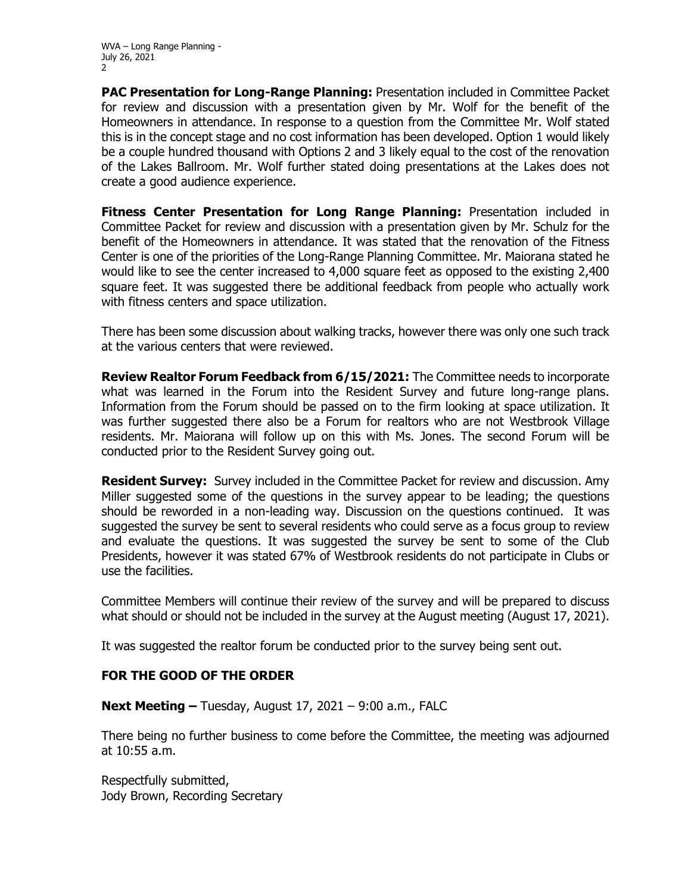**PAC Presentation for Long-Range Planning:** Presentation included in Committee Packet for review and discussion with a presentation given by Mr. Wolf for the benefit of the Homeowners in attendance. In response to a question from the Committee Mr. Wolf stated this is in the concept stage and no cost information has been developed. Option 1 would likely be a couple hundred thousand with Options 2 and 3 likely equal to the cost of the renovation of the Lakes Ballroom. Mr. Wolf further stated doing presentations at the Lakes does not create a good audience experience.

**Fitness Center Presentation for Long Range Planning:** Presentation included in Committee Packet for review and discussion with a presentation given by Mr. Schulz for the benefit of the Homeowners in attendance. It was stated that the renovation of the Fitness Center is one of the priorities of the Long-Range Planning Committee. Mr. Maiorana stated he would like to see the center increased to 4,000 square feet as opposed to the existing 2,400 square feet. It was suggested there be additional feedback from people who actually work with fitness centers and space utilization.

There has been some discussion about walking tracks, however there was only one such track at the various centers that were reviewed.

**Review Realtor Forum Feedback from 6/15/2021:** The Committee needs to incorporate what was learned in the Forum into the Resident Survey and future long-range plans. Information from the Forum should be passed on to the firm looking at space utilization. It was further suggested there also be a Forum for realtors who are not Westbrook Village residents. Mr. Maiorana will follow up on this with Ms. Jones. The second Forum will be conducted prior to the Resident Survey going out.

**Resident Survey:** Survey included in the Committee Packet for review and discussion. Amy Miller suggested some of the questions in the survey appear to be leading; the questions should be reworded in a non-leading way. Discussion on the questions continued. It was suggested the survey be sent to several residents who could serve as a focus group to review and evaluate the questions. It was suggested the survey be sent to some of the Club Presidents, however it was stated 67% of Westbrook residents do not participate in Clubs or use the facilities.

Committee Members will continue their review of the survey and will be prepared to discuss what should or should not be included in the survey at the August meeting (August 17, 2021).

It was suggested the realtor forum be conducted prior to the survey being sent out.

## FOR THE GOOD OF THE ORDER

**Next Meeting –** Tuesday, August 17, 2021 – 9:00 a.m., FALC

There being no further business to come before the Committee, the meeting was adjourned at 10:55 a.m.

Respectfully submitted,
Jody Brown, Recording Secretary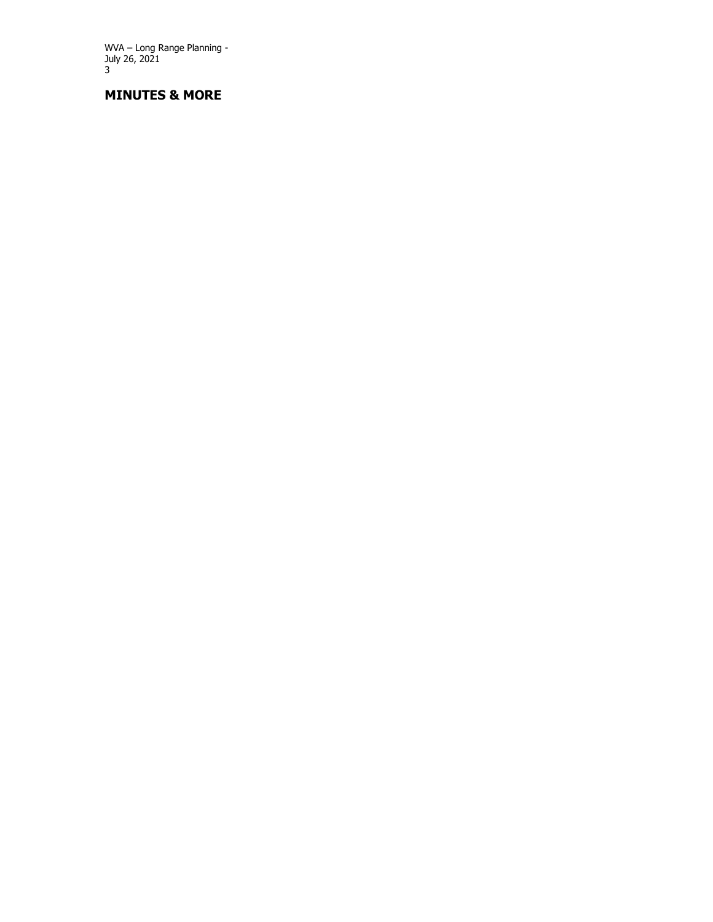## MINUTES & MORE